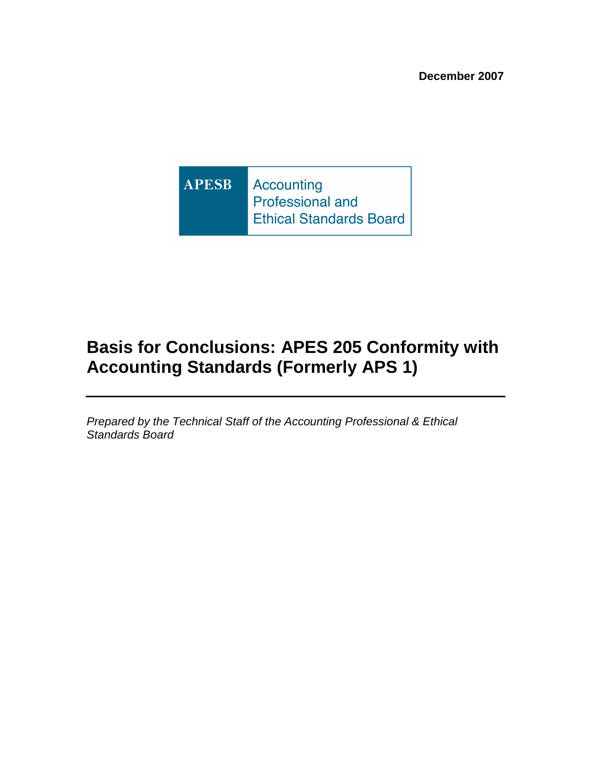**December 2007**

APESB Accounting Professional and Ethical Standards Board

# Basis for Conclusions: APES 205 Conformity with Accounting Standards (Formerly APS 1)

*Prepared by the Technical Staff of the Accounting Professional & Ethical Standards Board*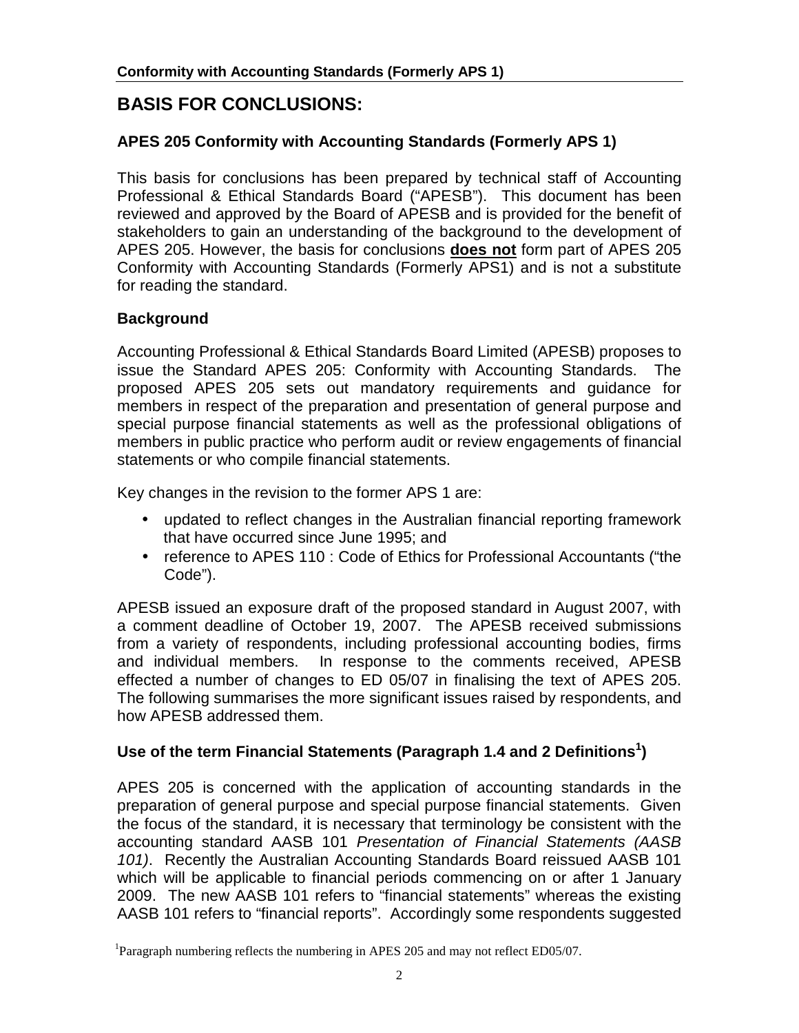# BASIS FOR CONCLUSIONS:

## APES 205 Conformity with Accounting Standards (Formerly APS 1)

This basis for conclusions has been prepared by technical staff of Accounting Professional & Ethical Standards Board ("APESB"). This document has been reviewed and approved by the Board of APESB and is provided for the benefit of stakeholders to gain an understanding of the background to the development of APES 205. However, the basis for conclusions **does not** form part of APES 205 Conformity with Accounting Standards (Formerly APS1) and is not a substitute for reading the standard.

### Background

Accounting Professional & Ethical Standards Board Limited (APESB) proposes to issue the Standard APES 205: Conformity with Accounting Standards. The proposed APES 205 sets out mandatory requirements and guidance for members in respect of the preparation and presentation of general purpose and special purpose financial statements as well as the professional obligations of members in public practice who perform audit or review engagements of financial statements or who compile financial statements.

Key changes in the revision to the former APS 1 are:

- updated to reflect changes in the Australian financial reporting framework that have occurred since June 1995; and
- reference to APES 110 : Code of Ethics for Professional Accountants ("the Code").

APESB issued an exposure draft of the proposed standard in August 2007, with a comment deadline of October 19, 2007. The APESB received submissions from a variety of respondents, including professional accounting bodies, firms and individual members. In response to the comments received, APESB effected a number of changes to ED 05/07 in finalising the text of APES 205. The following summarises the more significant issues raised by respondents, and how APESB addressed them.

### Use of the term Financial Statements (Paragraph 1.4 and 2 Definitions[1])

APES 205 is concerned with the application of accounting standards in the preparation of general purpose and special purpose financial statements. Given the focus of the standard, it is necessary that terminology be consistent with the accounting standard AASB 101 *Presentation of Financial Statements (AASB 101)*. Recently the Australian Accounting Standards Board reissued AASB 101 which will be applicable to financial periods commencing on or after 1 January 2009. The new AASB 101 refers to "financial statements" whereas the existing AASB 101 refers to "financial reports". Accordingly some respondents suggested

[1] Paragraph numbering reflects the numbering in APES 205 and may not reflect ED05/07.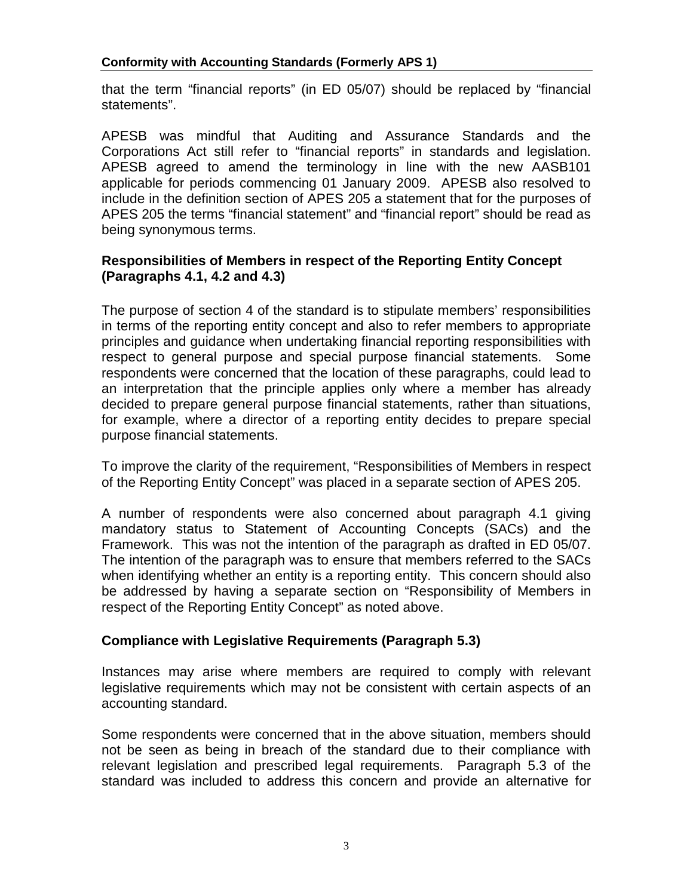that the term “financial reports” (in ED 05/07) should be replaced by “financial statements”.

APESB was mindful that Auditing and Assurance Standards and the Corporations Act still refer to “financial reports” in standards and legislation. APESB agreed to amend the terminology in line with the new AASB101 applicable for periods commencing 01 January 2009. APESB also resolved to include in the definition section of APES 205 a statement that for the purposes of APES 205 the terms “financial statement” and “financial report” should be read as being synonymous terms.

## Responsibilities of Members in respect of the Reporting Entity Concept (Paragraphs 4.1, 4.2 and 4.3)

The purpose of section 4 of the standard is to stipulate members’ responsibilities in terms of the reporting entity concept and also to refer members to appropriate principles and guidance when undertaking financial reporting responsibilities with respect to general purpose and special purpose financial statements. Some respondents were concerned that the location of these paragraphs, could lead to an interpretation that the principle applies only where a member has already decided to prepare general purpose financial statements, rather than situations, for example, where a director of a reporting entity decides to prepare special purpose financial statements.

To improve the clarity of the requirement, “Responsibilities of Members in respect of the Reporting Entity Concept” was placed in a separate section of APES 205.

A number of respondents were also concerned about paragraph 4.1 giving mandatory status to Statement of Accounting Concepts (SACs) and the Framework. This was not the intention of the paragraph as drafted in ED 05/07. The intention of the paragraph was to ensure that members referred to the SACs when identifying whether an entity is a reporting entity. This concern should also be addressed by having a separate section on “Responsibility of Members in respect of the Reporting Entity Concept” as noted above.

## Compliance with Legislative Requirements (Paragraph 5.3)

Instances may arise where members are required to comply with relevant legislative requirements which may not be consistent with certain aspects of an accounting standard.

Some respondents were concerned that in the above situation, members should not be seen as being in breach of the standard due to their compliance with relevant legislation and prescribed legal requirements. Paragraph 5.3 of the standard was included to address this concern and provide an alternative for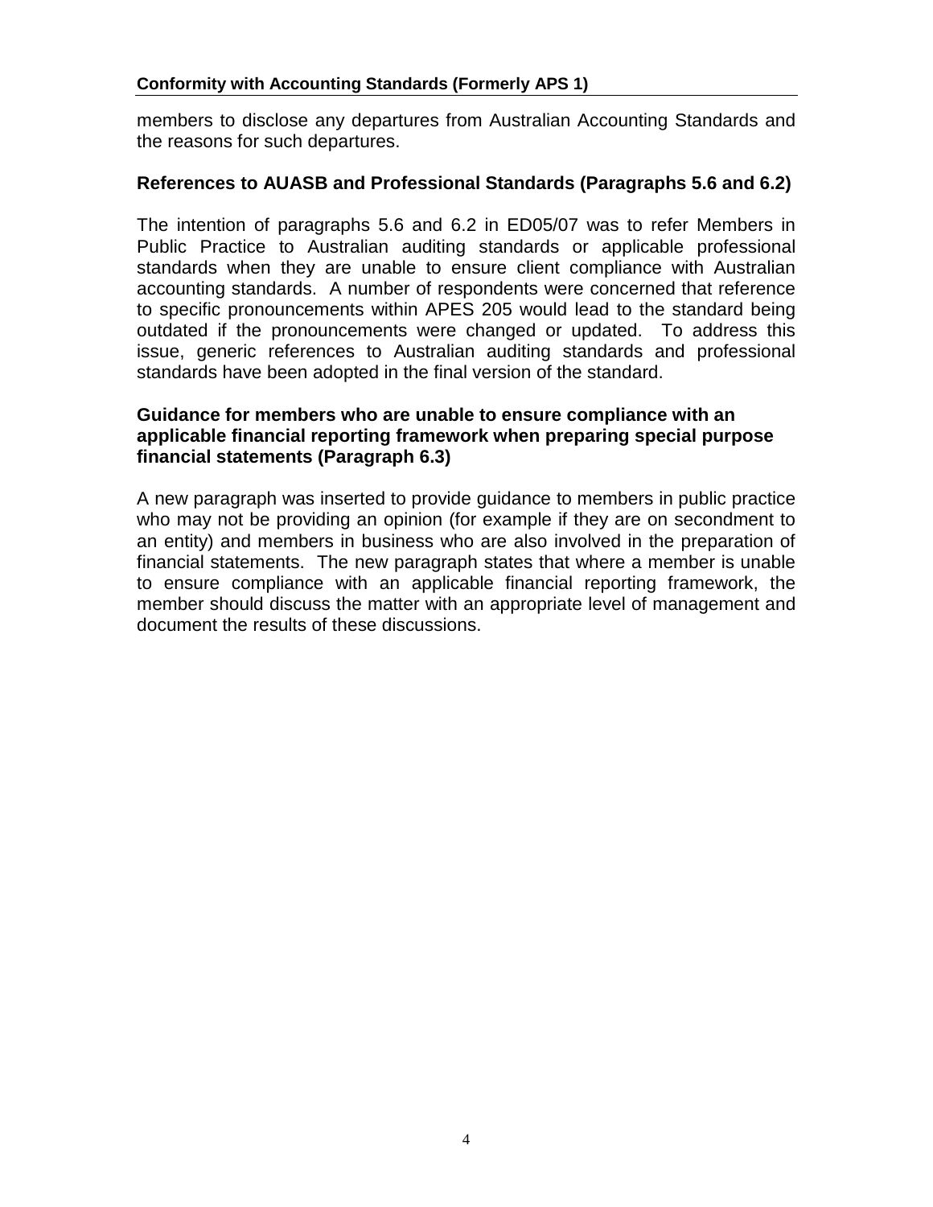members to disclose any departures from Australian Accounting Standards and the reasons for such departures.

**References to AUASB and Professional Standards (Paragraphs 5.6 and 6.2)**

The intention of paragraphs 5.6 and 6.2 in ED05/07 was to refer Members in Public Practice to Australian auditing standards or applicable professional standards when they are unable to ensure client compliance with Australian accounting standards. A number of respondents were concerned that reference to specific pronouncements within APES 205 would lead to the standard being outdated if the pronouncements were changed or updated. To address this issue, generic references to Australian auditing standards and professional standards have been adopted in the final version of the standard.

**Guidance for members who are unable to ensure compliance with an applicable financial reporting framework when preparing special purpose financial statements (Paragraph 6.3)**

A new paragraph was inserted to provide guidance to members in public practice who may not be providing an opinion (for example if they are on secondment to an entity) and members in business who are also involved in the preparation of financial statements. The new paragraph states that where a member is unable to ensure compliance with an applicable financial reporting framework, the member should discuss the matter with an appropriate level of management and document the results of these discussions.